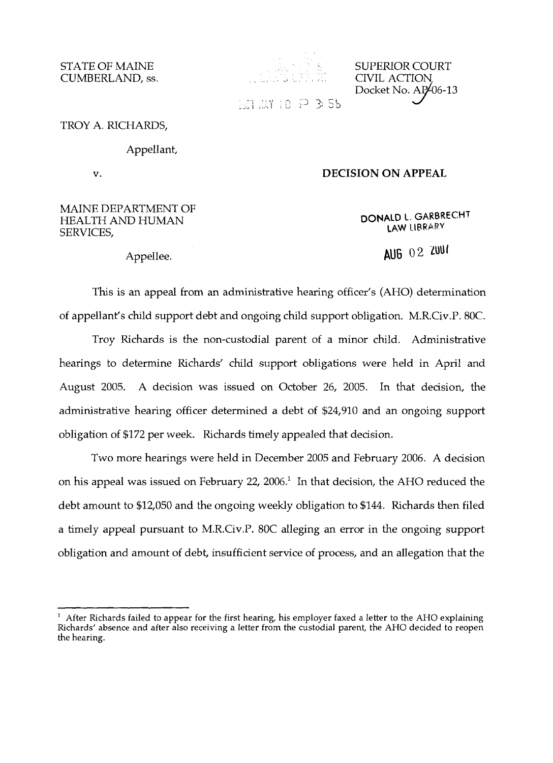STATE OF MAINE
CUMBERLAND, ss.

SUPERIOR COURT
CIVIL ACTION
Docket No. AP-06-13

TROY A. RICHARDS,

Appellant,

v.

**DECISION ON APPEAL**

MAINE DEPARTMENT OF HEALTH AND HUMAN SERVICES,

Appellee.

DONALD L. GARBRECHT
LAW LIBRARY

AUG 02 2007

This is an appeal from an administrative hearing officer's (AHO) determination of appellant's child support debt and ongoing child support obligation. M.R.Civ.P. 80C.

Troy Richards is the non-custodial parent of a minor child. Administrative hearings to determine Richards' child support obligations were held in April and August 2005. A decision was issued on October 26, 2005. In that decision, the administrative hearing officer determined a debt of $24,910 and an ongoing support obligation of $172 per week. Richards timely appealed that decision.

Two more hearings were held in December 2005 and February 2006. A decision on his appeal was issued on February 22, 2006.[1] In that decision, the AHO reduced the debt amount to $12,050 and the ongoing weekly obligation to $144. Richards then filed a timely appeal pursuant to M.R.Civ.P. 80C alleging an error in the ongoing support obligation and amount of debt, insufficient service of process, and an allegation that the

[1] After Richards failed to appear for the first hearing, his employer faxed a letter to the AHO explaining Richards' absence and after also receiving a letter from the custodial parent, the AHO decided to reopen the hearing.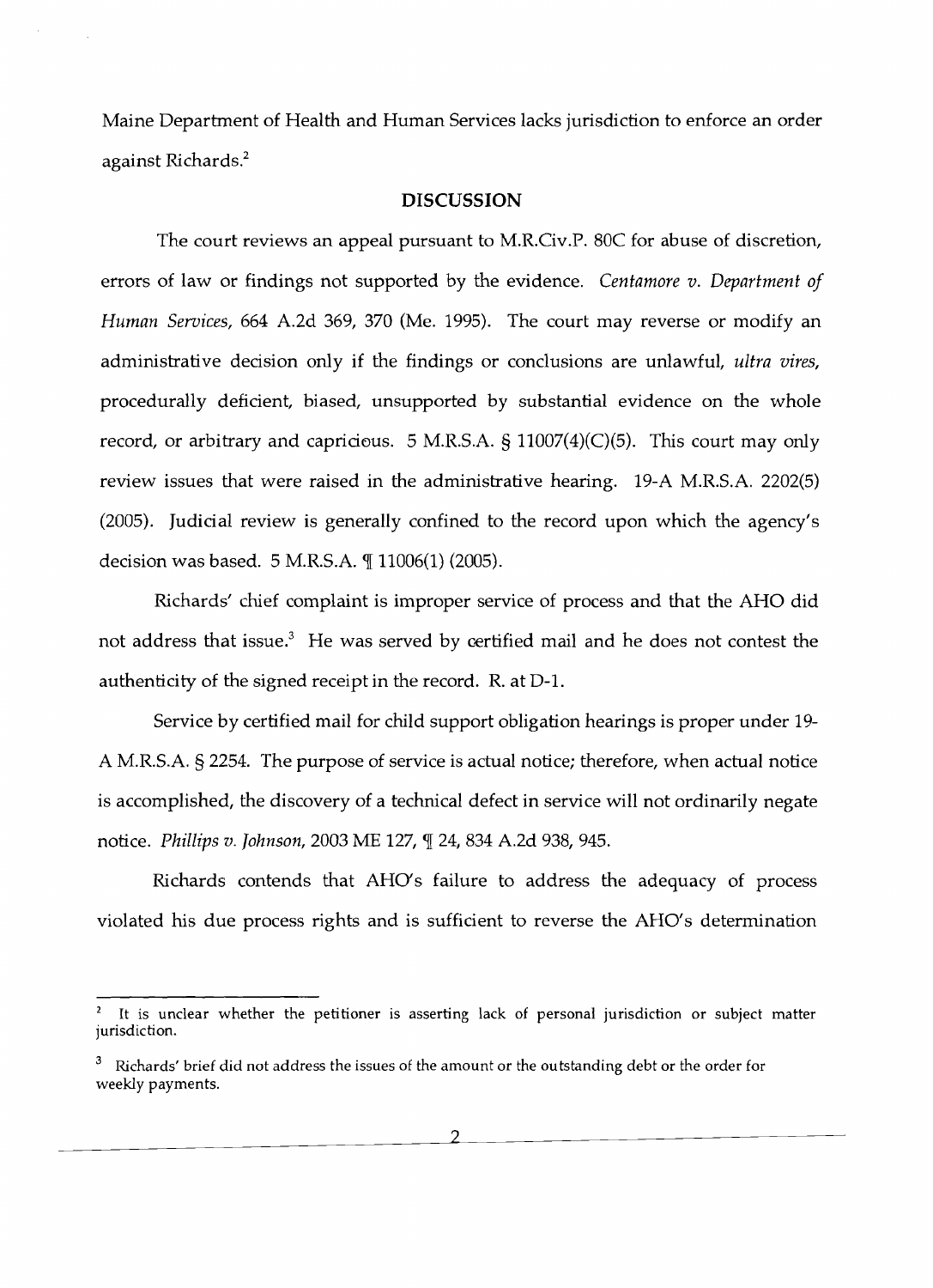Maine Department of Health and Human Services lacks jurisdiction to enforce an order against Richards.[2]

## DISCUSSION

The court reviews an appeal pursuant to M.R.Civ.P. 80C for abuse of discretion, errors of law or findings not supported by the evidence. *Centamore v. Department of Human Services*, 664 A.2d 369, 370 (Me. 1995). The court may reverse or modify an administrative decision only if the findings or conclusions are unlawful, *ultra vires*, procedurally deficient, biased, unsupported by substantial evidence on the whole record, or arbitrary and capricious. 5 M.R.S.A. § 11007(4)(C)(5). This court may only review issues that were raised in the administrative hearing. 19-A M.R.S.A. 2202(5) (2005). Judicial review is generally confined to the record upon which the agency's decision was based. 5 M.R.S.A. ¶ 11006(1) (2005).

Richards' chief complaint is improper service of process and that the AHO did not address that issue.[3] He was served by certified mail and he does not contest the authenticity of the signed receipt in the record. R. at D-1.

Service by certified mail for child support obligation hearings is proper under 19-A M.R.S.A. § 2254. The purpose of service is actual notice; therefore, when actual notice is accomplished, the discovery of a technical defect in service will not ordinarily negate notice. *Phillips v. Johnson*, 2003 ME 127, ¶ 24, 834 A.2d 938, 945.

Richards contends that AHO's failure to address the adequacy of process violated his due process rights and is sufficient to reverse the AHO's determination

---

[2] It is unclear whether the petitioner is asserting lack of personal jurisdiction or subject matter jurisdiction.

[3] Richards' brief did not address the issues of the amount or the outstanding debt or the order for weekly payments.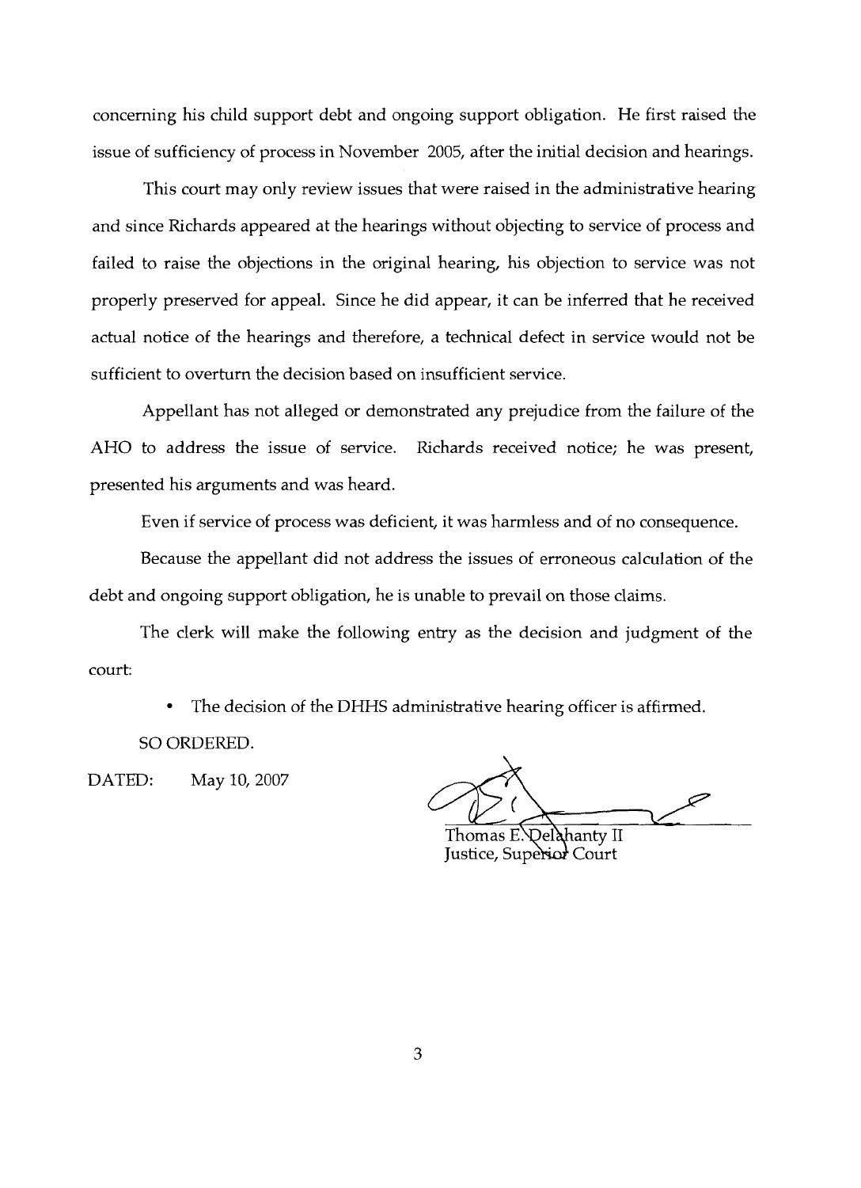concerning his child support debt and ongoing support obligation. He first raised the issue of sufficiency of process in November 2005, after the initial decision and hearings.

This court may only review issues that were raised in the administrative hearing and since Richards appeared at the hearings without objecting to service of process and failed to raise the objections in the original hearing, his objection to service was not properly preserved for appeal. Since he did appear, it can be inferred that he received actual notice of the hearings and therefore, a technical defect in service would not be sufficient to overturn the decision based on insufficient service.

Appellant has not alleged or demonstrated any prejudice from the failure of the AHO to address the issue of service. Richards received notice; he was present, presented his arguments and was heard.

Even if service of process was deficient, it was harmless and of no consequence.

Because the appellant did not address the issues of erroneous calculation of the debt and ongoing support obligation, he is unable to prevail on those claims.

The clerk will make the following entry as the decision and judgment of the court:

- The decision of the DHHS administrative hearing officer is affirmed.

SO ORDERED.

DATED: May 10, 2007

Thomas E. Delahanty II
Justice, Superior Court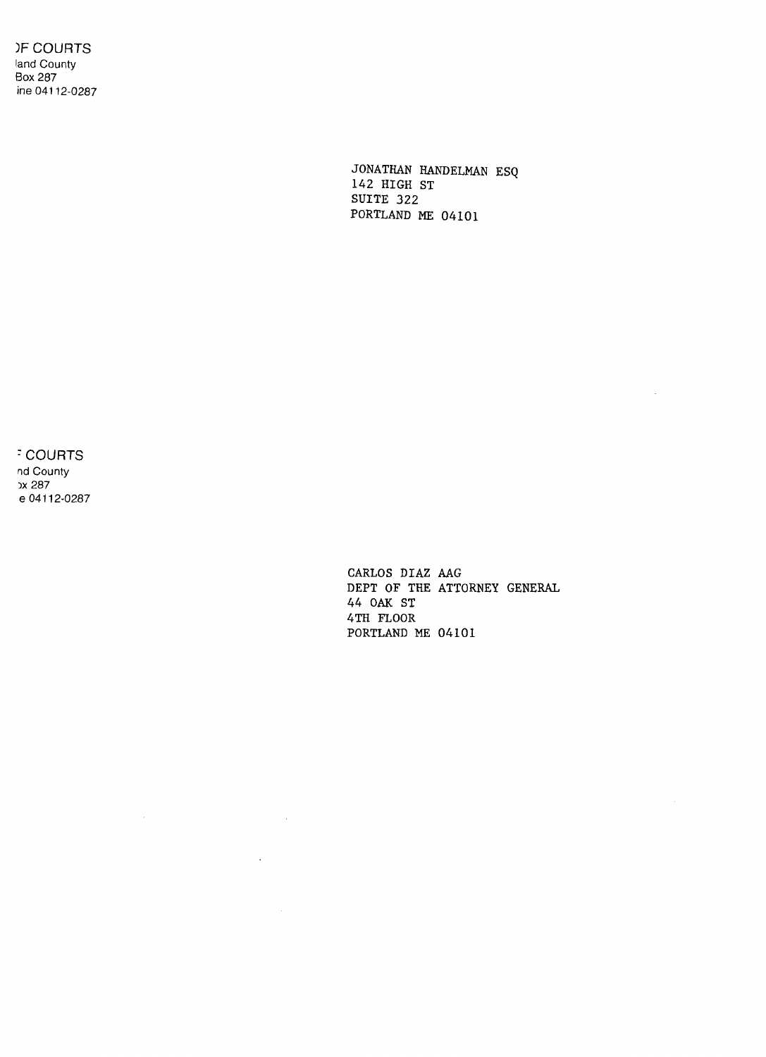)F COURTS
land County
Box 287
ine 04112-0287

JONATHAN HANDELMAN ESQ
142 HIGH ST
SUITE 322
PORTLAND ME 04101

⁻ COURTS
nd County
ɔx 287
e 04112-0287

CARLOS DIAZ AAG
DEPT OF THE ATTORNEY GENERAL
44 OAK ST
4TH FLOOR
PORTLAND ME 04101